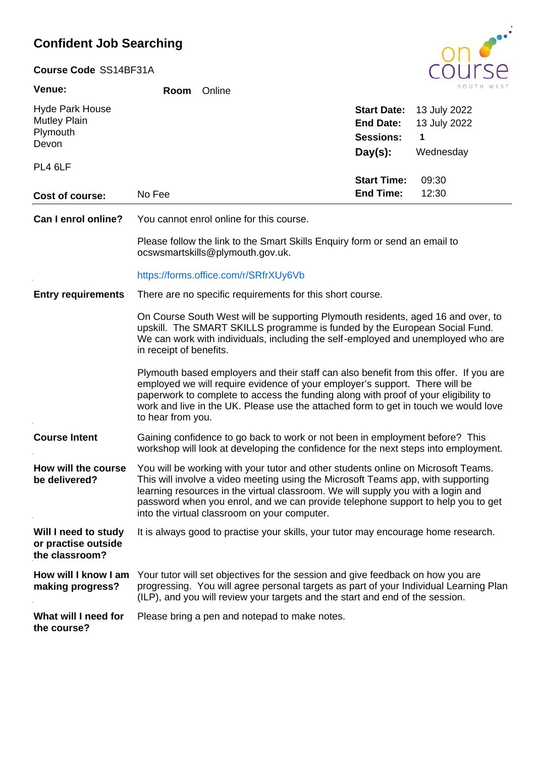# Confident Job Searching

**Course Code** SS14BF31A

**Venue:** **Room** Online

Hyde Park House
Mutley Plain
Plymouth
Devon

PL4 6LF

| | |
|---|---|
| **Start Date:** | 13 July 2022 |
| **End Date:** | 13 July 2022 |
| **Sessions:** | **1** |
| **Day(s):** | Wednesday |
| **Start Time:** | 09:30 |
| **End Time:** | 12:30 |

**Cost of course:** No Fee

---

**Can I enrol online?**

You cannot enrol online for this course.

Please follow the link to the Smart Skills Enquiry form or send an email to ocswsmartskills@plymouth.gov.uk.

https://forms.office.com/r/SRfrXUy6Vb

**Entry requirements**

There are no specific requirements for this short course.

On Course South West will be supporting Plymouth residents, aged 16 and over, to upskill. The SMART SKILLS programme is funded by the European Social Fund. We can work with individuals, including the self-employed and unemployed who are in receipt of benefits.

Plymouth based employers and their staff can also benefit from this offer. If you are employed we will require evidence of your employer's support. There will be paperwork to complete to access the funding along with proof of your eligibility to work and live in the UK. Please use the attached form to get in touch we would love to hear from you.

**Course Intent**

Gaining confidence to go back to work or not been in employment before? This workshop will look at developing the confidence for the next steps into employment.

**How will the course be delivered?**

You will be working with your tutor and other students online on Microsoft Teams. This will involve a video meeting using the Microsoft Teams app, with supporting learning resources in the virtual classroom. We will supply you with a login and password when you enrol, and we can provide telephone support to help you to get into the virtual classroom on your computer.

**Will I need to study or practise outside the classroom?**

It is always good to practise your skills, your tutor may encourage home research.

**How will I know I am making progress?**

Your tutor will set objectives for the session and give feedback on how you are progressing. You will agree personal targets as part of your Individual Learning Plan (ILP), and you will review your targets and the start and end of the session.

**What will I need for the course?**

Please bring a pen and notepad to make notes.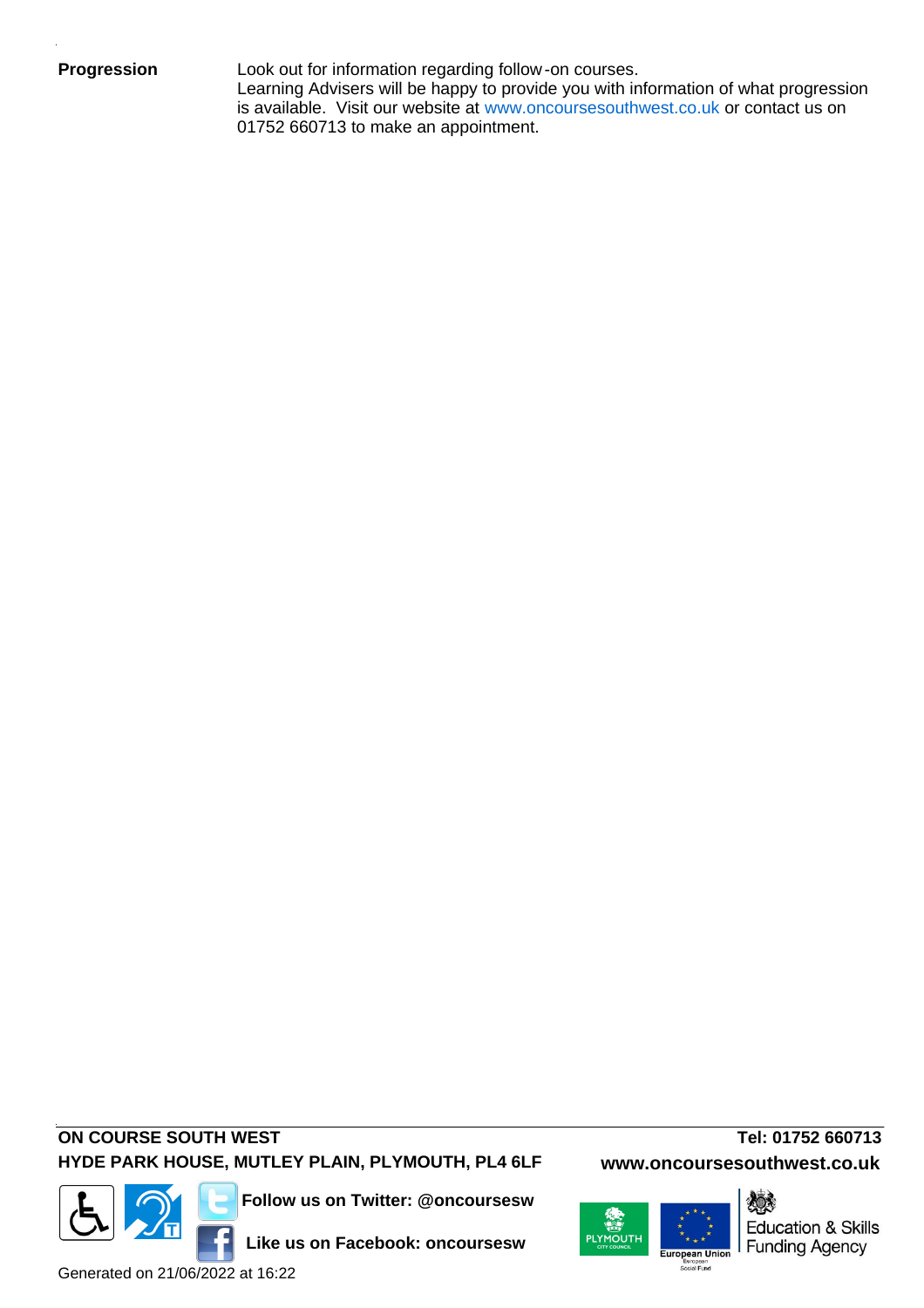| | |
|---|---|
| **Progression** | Look out for information regarding follow-on courses.<br>Learning Advisers will be happy to provide you with information of what progression is available. Visit our website at www.oncoursesouthwest.co.uk or contact us on 01752 660713 to make an appointment. |

**ON COURSE SOUTH WEST**
**HYDE PARK HOUSE, MUTLEY PLAIN, PLYMOUTH, PL4 6LF**

**Tel: 01752 660713**
**www.oncoursesouthwest.co.uk**

**Follow us on Twitter: @oncoursesw**

**Like us on Facebook: oncoursesw**

Generated on 21/06/2022 at 16:22